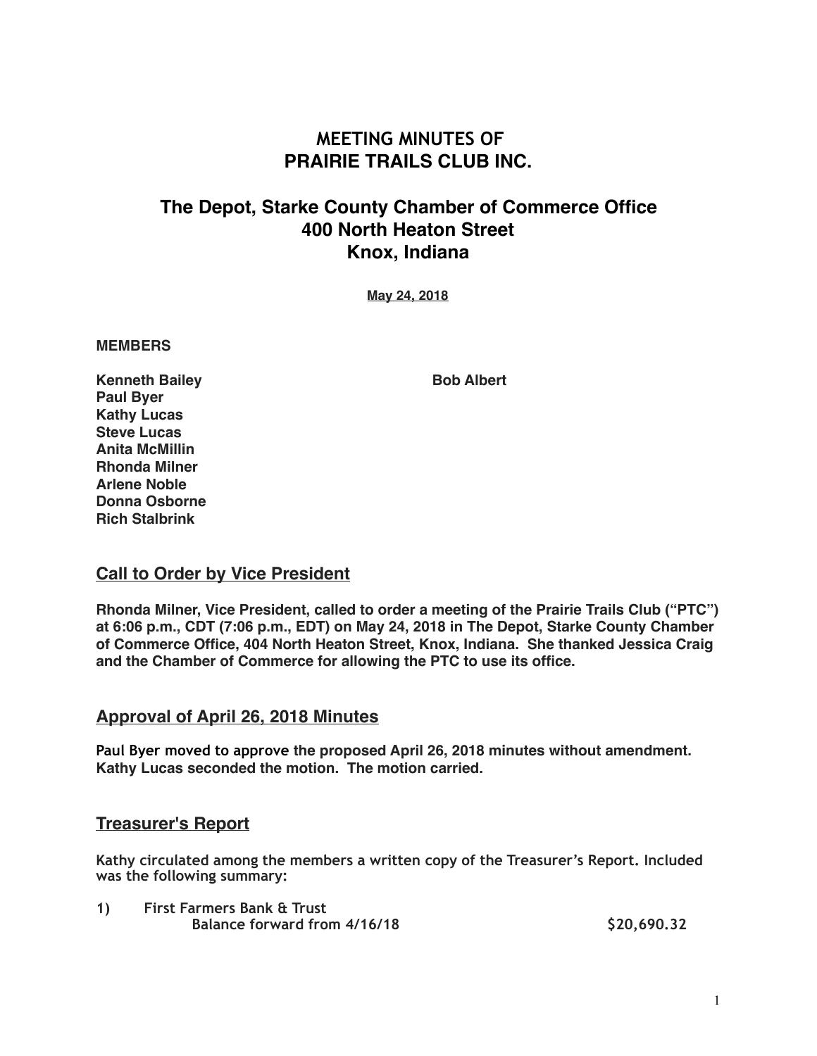# MEETING MINUTES OF
# PRAIRIE TRAILS CLUB INC.

## The Depot, Starke County Chamber of Commerce Office
## 400 North Heaton Street
## Knox, Indiana

**May 24, 2018**

**MEMBERS**

**Kenneth Bailey**
**Paul Byer**
**Kathy Lucas**
**Steve Lucas**
**Anita McMillin**
**Rhonda Milner**
**Arlene Noble**
**Donna Osborne**
**Rich Stalbrink**

**Bob Albert**

## Call to Order by Vice President

**Rhonda Milner, Vice President, called to order a meeting of the Prairie Trails Club ("PTC") at 6:06 p.m., CDT (7:06 p.m., EDT) on May 24, 2018 in The Depot, Starke County Chamber of Commerce Office, 404 North Heaton Street, Knox, Indiana. She thanked Jessica Craig and the Chamber of Commerce for allowing the PTC to use its office.**

## Approval of April 26, 2018 Minutes

**Paul Byer moved to approve the proposed April 26, 2018 minutes without amendment. Kathy Lucas seconded the motion. The motion carried.**

## Treasurer's Report

**Kathy circulated among the members a written copy of the Treasurer's Report. Included was the following summary:**

**1) First Farmers Bank & Trust**
**Balance forward from 4/16/18 $20,690.32**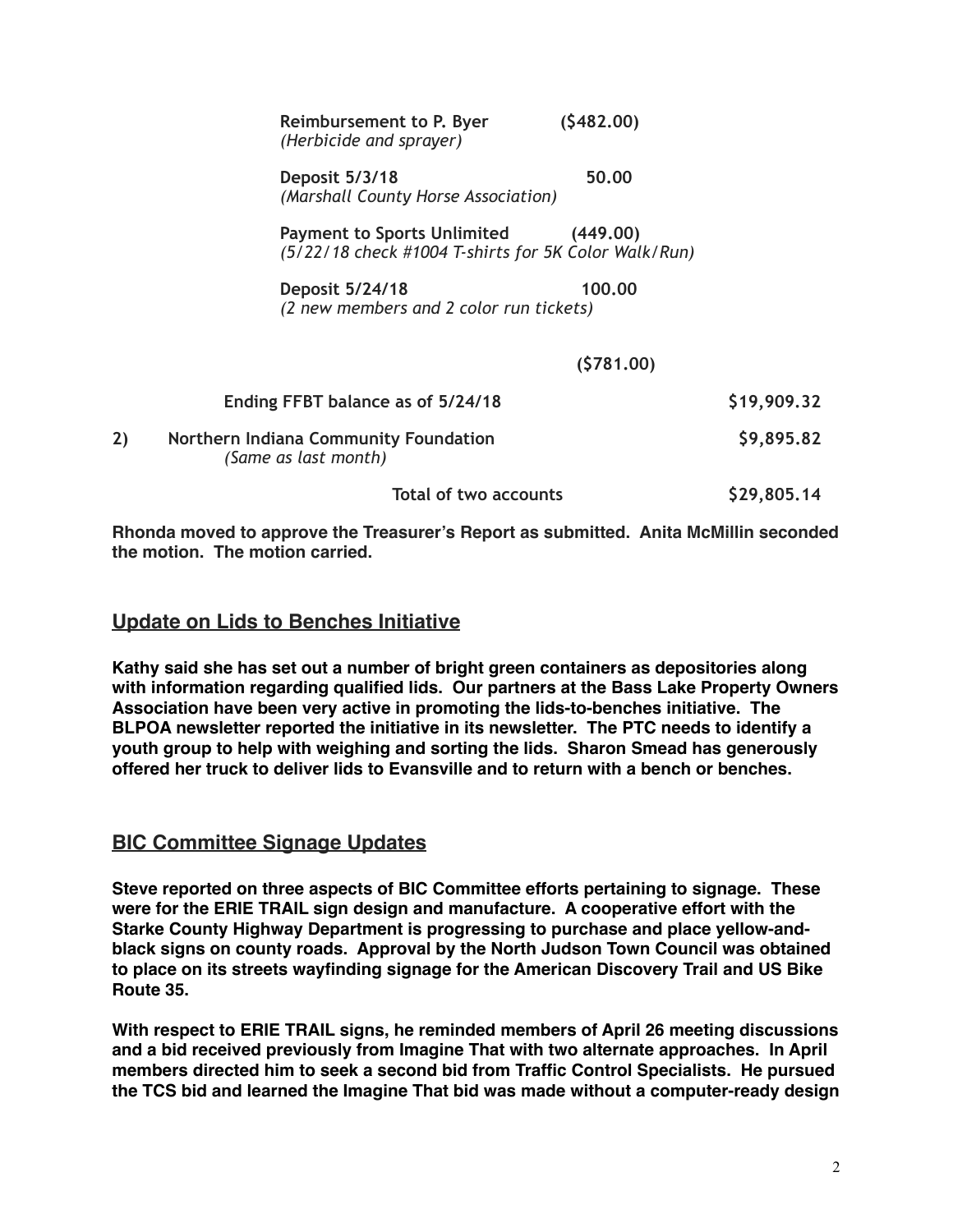**Reimbursement to P. Byer** **($482.00)**
*(Herbicide and sprayer)*

**Deposit 5/3/18** **50.00**
*(Marshall County Horse Association)*

**Payment to Sports Unlimited** **(449.00)**
*(5/22/18 check #1004 T-shirts for 5K Color Walk/Run)*

**Deposit 5/24/18** **100.00**
*(2 new members and 2 color run tickets)*

**($781.00)**

| | | |
|---|---|---|
| | **Ending FFBT balance as of 5/24/18** | **$19,909.32** |
| **2)** | **Northern Indiana Community Foundation** *(Same as last month)* | **$9,895.82** |
| | **Total of two accounts** | **$29,805.14** |

**Rhonda moved to approve the Treasurer's Report as submitted. Anita McMillin seconded the motion. The motion carried.**

## Update on Lids to Benches Initiative

**Kathy said she has set out a number of bright green containers as depositories along with information regarding qualified lids. Our partners at the Bass Lake Property Owners Association have been very active in promoting the lids-to-benches initiative. The BLPOA newsletter reported the initiative in its newsletter. The PTC needs to identify a youth group to help with weighing and sorting the lids. Sharon Smead has generously offered her truck to deliver lids to Evansville and to return with a bench or benches.**

## BIC Committee Signage Updates

**Steve reported on three aspects of BIC Committee efforts pertaining to signage. These were for the ERIE TRAIL sign design and manufacture. A cooperative effort with the Starke County Highway Department is progressing to purchase and place yellow-and-black signs on county roads. Approval by the North Judson Town Council was obtained to place on its streets wayfinding signage for the American Discovery Trail and US Bike Route 35.**

**With respect to ERIE TRAIL signs, he reminded members of April 26 meeting discussions and a bid received previously from Imagine That with two alternate approaches. In April members directed him to seek a second bid from Traffic Control Specialists. He pursued the TCS bid and learned the Imagine That bid was made without a computer-ready design**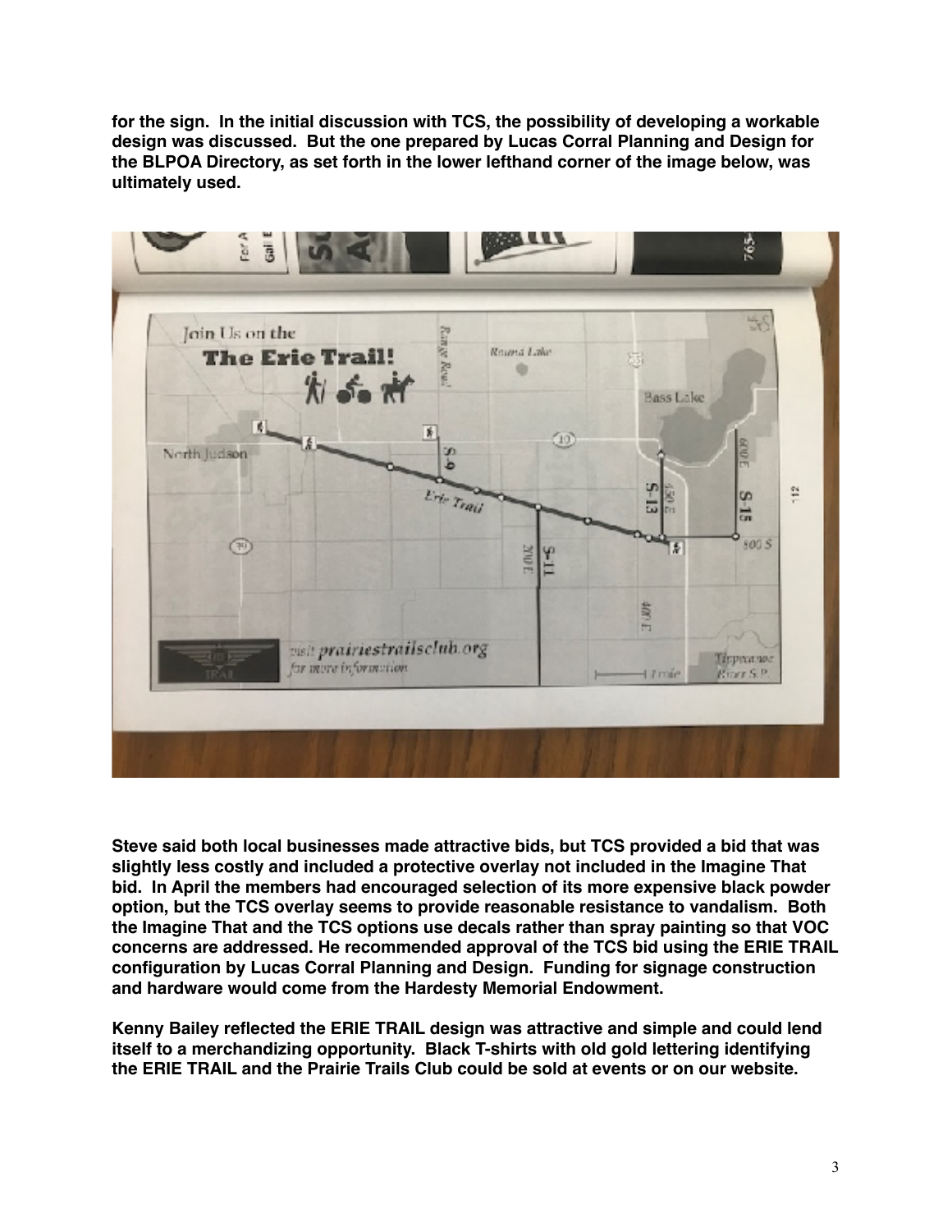**for the sign. In the initial discussion with TCS, the possibility of developing a workable design was discussed. But the one prepared by Lucas Corral Planning and Design for the BLPOA Directory, as set forth in the lower lefthand corner of the image below, was ultimately used.**

**Steve said both local businesses made attractive bids, but TCS provided a bid that was slightly less costly and included a protective overlay not included in the Imagine That bid. In April the members had encouraged selection of its more expensive black powder option, but the TCS overlay seems to provide reasonable resistance to vandalism. Both the Imagine That and the TCS options use decals rather than spray painting so that VOC concerns are addressed. He recommended approval of the TCS bid using the ERIE TRAIL configuration by Lucas Corral Planning and Design. Funding for signage construction and hardware would come from the Hardesty Memorial Endowment.**

**Kenny Bailey reflected the ERIE TRAIL design was attractive and simple and could lend itself to a merchandizing opportunity. Black T-shirts with old gold lettering identifying the ERIE TRAIL and the Prairie Trails Club could be sold at events or on our website.**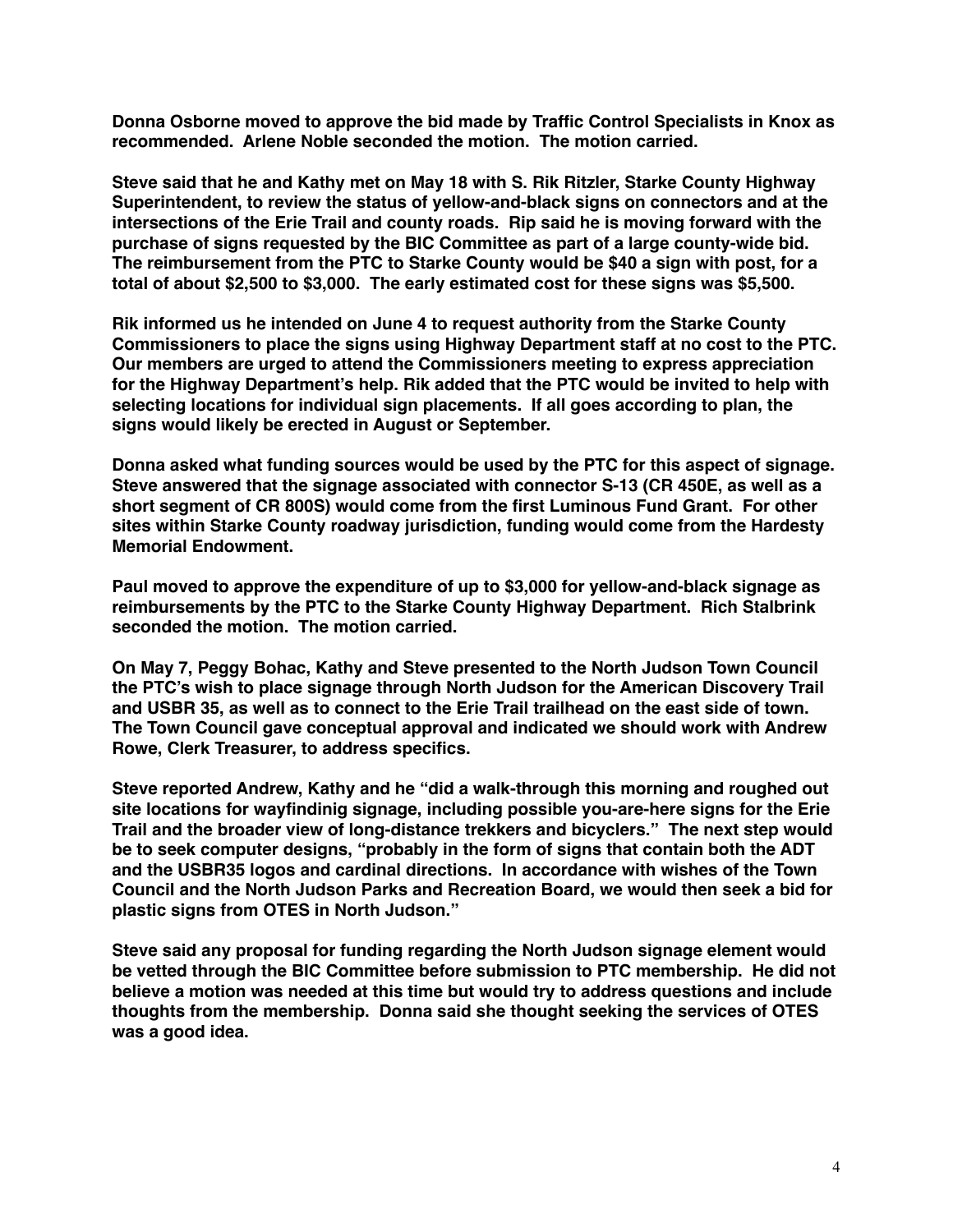**Donna Osborne moved to approve the bid made by Traffic Control Specialists in Knox as recommended. Arlene Noble seconded the motion. The motion carried.**

**Steve said that he and Kathy met on May 18 with S. Rik Ritzler, Starke County Highway Superintendent, to review the status of yellow-and-black signs on connectors and at the intersections of the Erie Trail and county roads. Rip said he is moving forward with the purchase of signs requested by the BIC Committee as part of a large county-wide bid. The reimbursement from the PTC to Starke County would be $40 a sign with post, for a total of about $2,500 to $3,000. The early estimated cost for these signs was $5,500.**

**Rik informed us he intended on June 4 to request authority from the Starke County Commissioners to place the signs using Highway Department staff at no cost to the PTC. Our members are urged to attend the Commissioners meeting to express appreciation for the Highway Department's help. Rik added that the PTC would be invited to help with selecting locations for individual sign placements. If all goes according to plan, the signs would likely be erected in August or September.**

**Donna asked what funding sources would be used by the PTC for this aspect of signage. Steve answered that the signage associated with connector S-13 (CR 450E, as well as a short segment of CR 800S) would come from the first Luminous Fund Grant. For other sites within Starke County roadway jurisdiction, funding would come from the Hardesty Memorial Endowment.**

**Paul moved to approve the expenditure of up to $3,000 for yellow-and-black signage as reimbursements by the PTC to the Starke County Highway Department. Rich Stalbrink seconded the motion. The motion carried.**

**On May 7, Peggy Bohac, Kathy and Steve presented to the North Judson Town Council the PTC's wish to place signage through North Judson for the American Discovery Trail and USBR 35, as well as to connect to the Erie Trail trailhead on the east side of town. The Town Council gave conceptual approval and indicated we should work with Andrew Rowe, Clerk Treasurer, to address specifics.**

**Steve reported Andrew, Kathy and he "did a walk-through this morning and roughed out site locations for wayfindinig signage, including possible you-are-here signs for the Erie Trail and the broader view of long-distance trekkers and bicyclers." The next step would be to seek computer designs, "probably in the form of signs that contain both the ADT and the USBR35 logos and cardinal directions. In accordance with wishes of the Town Council and the North Judson Parks and Recreation Board, we would then seek a bid for plastic signs from OTES in North Judson."**

**Steve said any proposal for funding regarding the North Judson signage element would be vetted through the BIC Committee before submission to PTC membership. He did not believe a motion was needed at this time but would try to address questions and include thoughts from the membership. Donna said she thought seeking the services of OTES was a good idea.**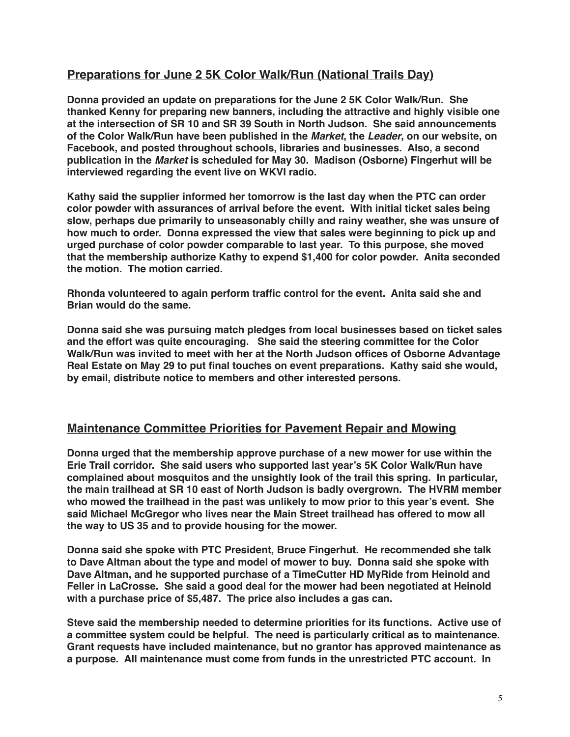## Preparations for June 2 5K Color Walk/Run (National Trails Day)

**Donna provided an update on preparations for the June 2 5K Color Walk/Run. She thanked Kenny for preparing new banners, including the attractive and highly visible one at the intersection of SR 10 and SR 39 South in North Judson. She said announcements of the Color Walk/Run have been published in the *Market*, the *Leader*, on our website, on Facebook, and posted throughout schools, libraries and businesses. Also, a second publication in the *Market* is scheduled for May 30. Madison (Osborne) Fingerhut will be interviewed regarding the event live on WKVI radio.**

**Kathy said the supplier informed her tomorrow is the last day when the PTC can order color powder with assurances of arrival before the event. With initial ticket sales being slow, perhaps due primarily to unseasonably chilly and rainy weather, she was unsure of how much to order. Donna expressed the view that sales were beginning to pick up and urged purchase of color powder comparable to last year. To this purpose, she moved that the membership authorize Kathy to expend $1,400 for color powder. Anita seconded the motion. The motion carried.**

**Rhonda volunteered to again perform traffic control for the event. Anita said she and Brian would do the same.**

**Donna said she was pursuing match pledges from local businesses based on ticket sales and the effort was quite encouraging. She said the steering committee for the Color Walk/Run was invited to meet with her at the North Judson offices of Osborne Advantage Real Estate on May 29 to put final touches on event preparations. Kathy said she would, by email, distribute notice to members and other interested persons.**

## Maintenance Committee Priorities for Pavement Repair and Mowing

**Donna urged that the membership approve purchase of a new mower for use within the Erie Trail corridor. She said users who supported last year's 5K Color Walk/Run have complained about mosquitos and the unsightly look of the trail this spring. In particular, the main trailhead at SR 10 east of North Judson is badly overgrown. The HVRM member who mowed the trailhead in the past was unlikely to mow prior to this year's event. She said Michael McGregor who lives near the Main Street trailhead has offered to mow all the way to US 35 and to provide housing for the mower.**

**Donna said she spoke with PTC President, Bruce Fingerhut. He recommended she talk to Dave Altman about the type and model of mower to buy. Donna said she spoke with Dave Altman, and he supported purchase of a TimeCutter HD MyRide from Heinold and Feller in LaCrosse. She said a good deal for the mower had been negotiated at Heinold with a purchase price of $5,487. The price also includes a gas can.**

**Steve said the membership needed to determine priorities for its functions. Active use of a committee system could be helpful. The need is particularly critical as to maintenance. Grant requests have included maintenance, but no grantor has approved maintenance as a purpose. All maintenance must come from funds in the unrestricted PTC account. In**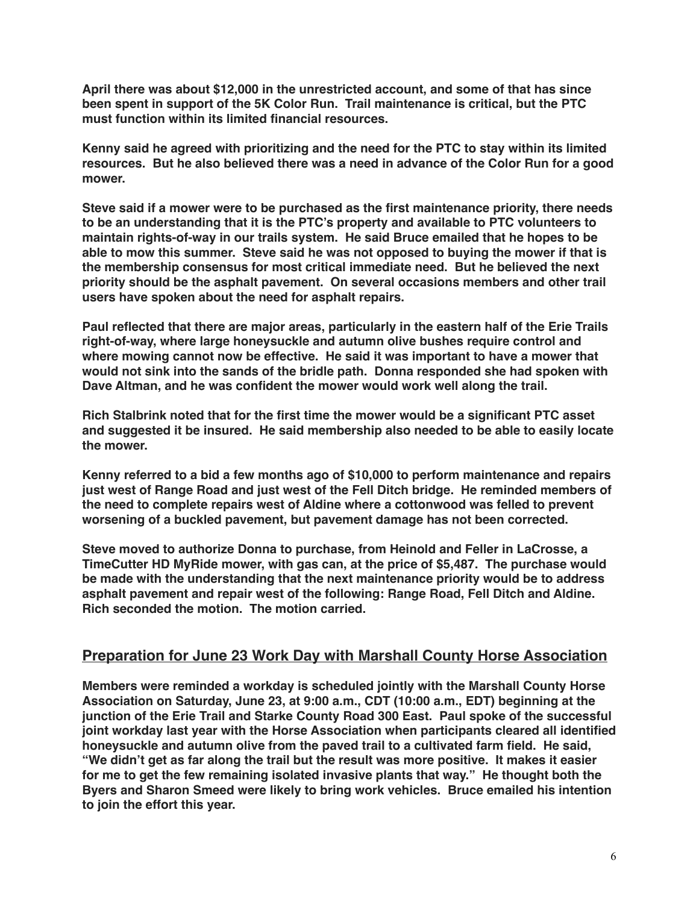**April there was about $12,000 in the unrestricted account, and some of that has since been spent in support of the 5K Color Run. Trail maintenance is critical, but the PTC must function within its limited financial resources.**

**Kenny said he agreed with prioritizing and the need for the PTC to stay within its limited resources. But he also believed there was a need in advance of the Color Run for a good mower.**

**Steve said if a mower were to be purchased as the first maintenance priority, there needs to be an understanding that it is the PTC's property and available to PTC volunteers to maintain rights-of-way in our trails system. He said Bruce emailed that he hopes to be able to mow this summer. Steve said he was not opposed to buying the mower if that is the membership consensus for most critical immediate need. But he believed the next priority should be the asphalt pavement. On several occasions members and other trail users have spoken about the need for asphalt repairs.**

**Paul reflected that there are major areas, particularly in the eastern half of the Erie Trails right-of-way, where large honeysuckle and autumn olive bushes require control and where mowing cannot now be effective. He said it was important to have a mower that would not sink into the sands of the bridle path. Donna responded she had spoken with Dave Altman, and he was confident the mower would work well along the trail.**

**Rich Stalbrink noted that for the first time the mower would be a significant PTC asset and suggested it be insured. He said membership also needed to be able to easily locate the mower.**

**Kenny referred to a bid a few months ago of $10,000 to perform maintenance and repairs just west of Range Road and just west of the Fell Ditch bridge. He reminded members of the need to complete repairs west of Aldine where a cottonwood was felled to prevent worsening of a buckled pavement, but pavement damage has not been corrected.**

**Steve moved to authorize Donna to purchase, from Heinold and Feller in LaCrosse, a TimeCutter HD MyRide mower, with gas can, at the price of $5,487. The purchase would be made with the understanding that the next maintenance priority would be to address asphalt pavement and repair west of the following: Range Road, Fell Ditch and Aldine. Rich seconded the motion. The motion carried.**

## Preparation for June 23 Work Day with Marshall County Horse Association

**Members were reminded a workday is scheduled jointly with the Marshall County Horse Association on Saturday, June 23, at 9:00 a.m., CDT (10:00 a.m., EDT) beginning at the junction of the Erie Trail and Starke County Road 300 East. Paul spoke of the successful joint workday last year with the Horse Association when participants cleared all identified honeysuckle and autumn olive from the paved trail to a cultivated farm field. He said, "We didn't get as far along the trail but the result was more positive. It makes it easier for me to get the few remaining isolated invasive plants that way." He thought both the Byers and Sharon Smeed were likely to bring work vehicles. Bruce emailed his intention to join the effort this year.**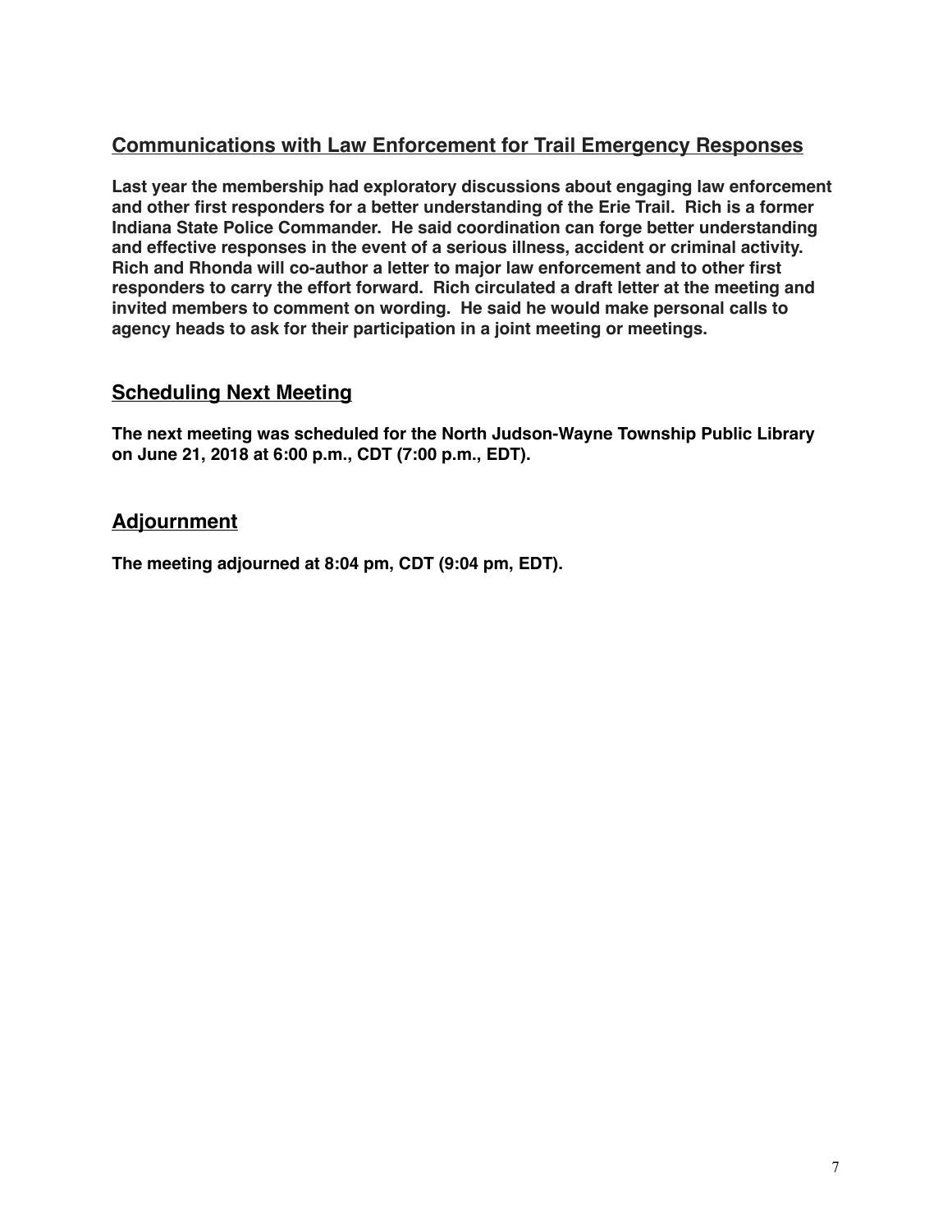## Communications with Law Enforcement for Trail Emergency Responses

**Last year the membership had exploratory discussions about engaging law enforcement and other first responders for a better understanding of the Erie Trail. Rich is a former Indiana State Police Commander. He said coordination can forge better understanding and effective responses in the event of a serious illness, accident or criminal activity. Rich and Rhonda will co-author a letter to major law enforcement and to other first responders to carry the effort forward. Rich circulated a draft letter at the meeting and invited members to comment on wording. He said he would make personal calls to agency heads to ask for their participation in a joint meeting or meetings.**

## Scheduling Next Meeting

**The next meeting was scheduled for the North Judson-Wayne Township Public Library on June 21, 2018 at 6:00 p.m., CDT (7:00 p.m., EDT).**

## Adjournment

**The meeting adjourned at 8:04 pm, CDT (9:04 pm, EDT).**